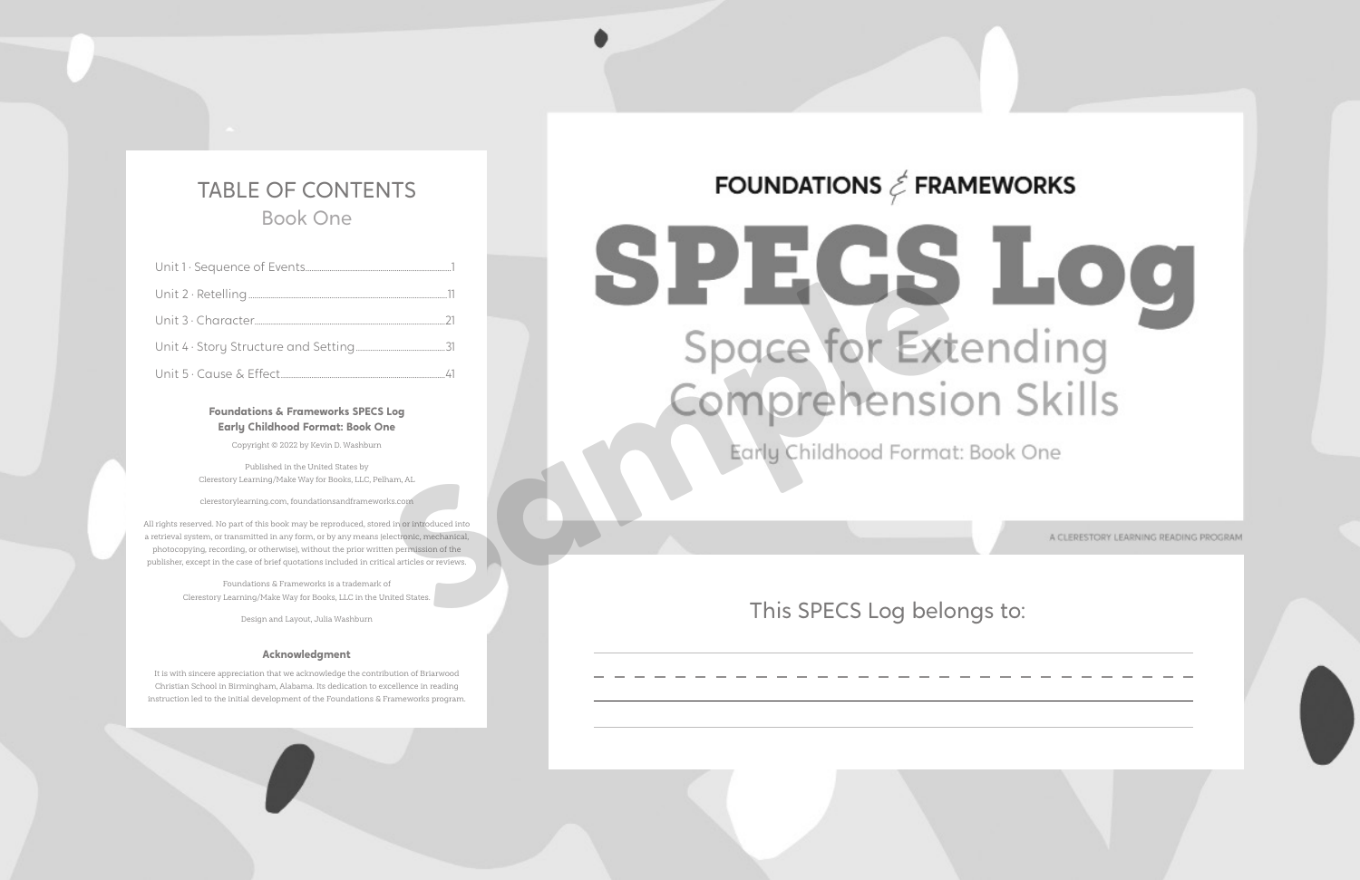# TABLE OF CONTENTS

## Book One

- Unit 1 · Sequence of Events ........ 1
- Unit 2 · Retelling ........ 11
- Unit 3 · Character ........ 21
- Unit 4 · Story Structure and Setting ........ 31
- Unit 5 · Cause & Effect ........ 41

**Foundations & Frameworks SPECS Log**
**Early Childhood Format: Book One**

Copyright © 2022 by Kevin D. Washburn

Published in the United States by
Clerestory Learning/Make Way for Books, LLC, Pelham, AL

clerestorylearning.com, foundationsandframeworks.com

All rights reserved. No part of this book may be reproduced, stored in or introduced into a retrieval system, or transmitted in any form, or by any means (electronic, mechanical, photocopying, recording, or otherwise), without the prior written permission of the publisher, except in the case of brief quotations included in critical articles or reviews.

Foundations & Frameworks is a trademark of
Clerestory Learning/Make Way for Books, LLC in the United States.

Design and Layout, Julia Washburn

**Acknowledgment**

It is with sincere appreciation that we acknowledge the contribution of Briarwood Christian School in Birmingham, Alabama. Its dedication to excellence in reading instruction led to the initial development of the Foundations & Frameworks program.

FOUNDATIONS & FRAMEWORKS

# SPECS Log

## Space for Extending Comprehension Skills

### Early Childhood Format: Book One

A CLERESTORY LEARNING READING PROGRAM

This SPECS Log belongs to:

Sample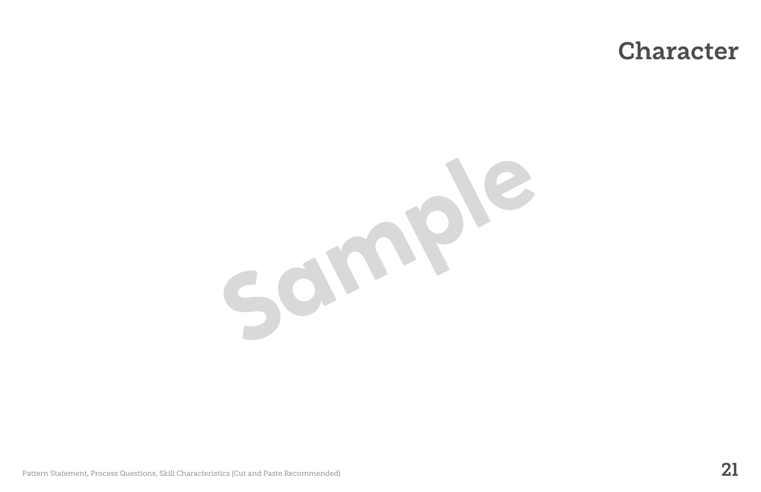# Character

Pattern Statement, Process Questions, Skill Characteristics (Cut and Paste Recommended)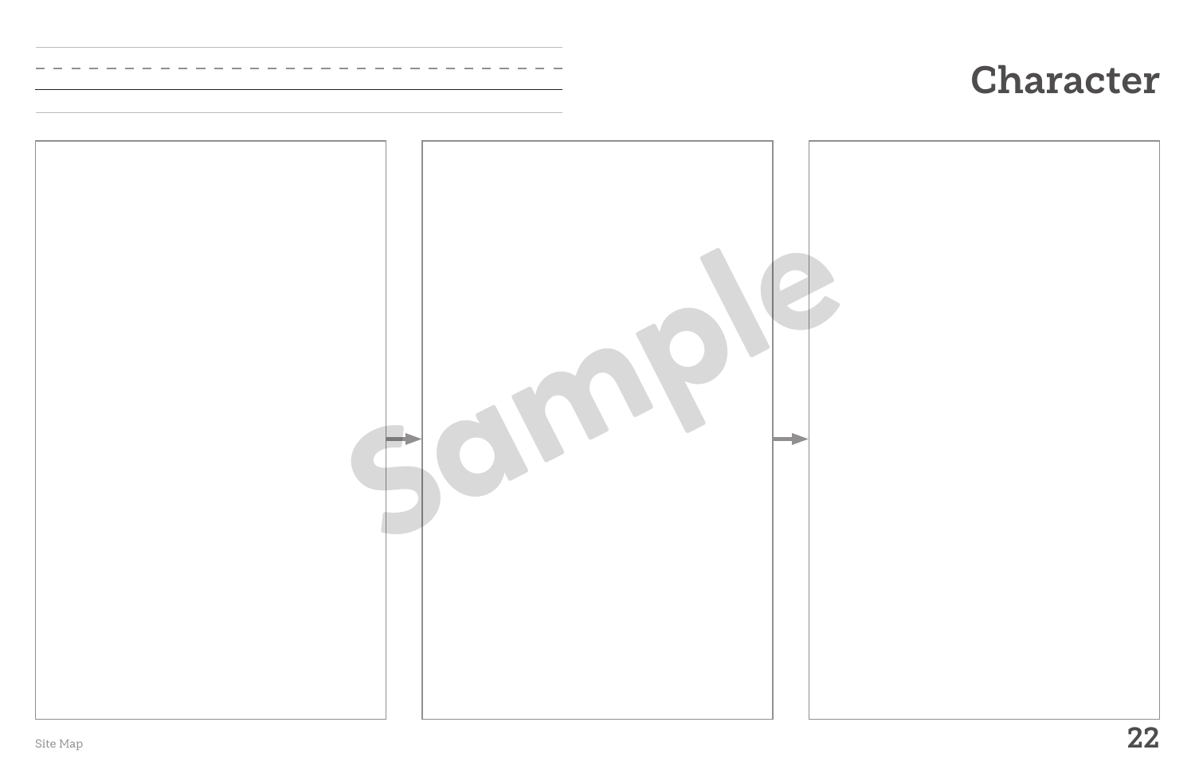# Character

Sample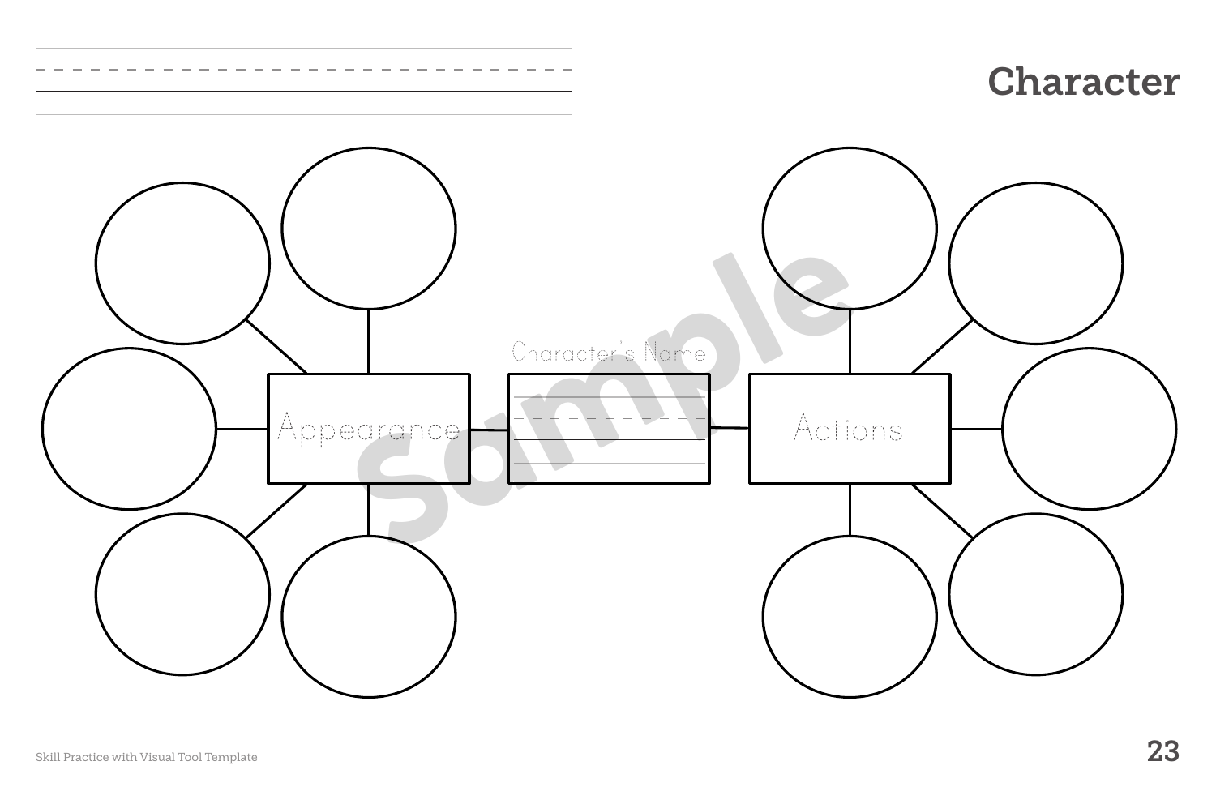# Character

Character's Name

Appearance

Actions

Sample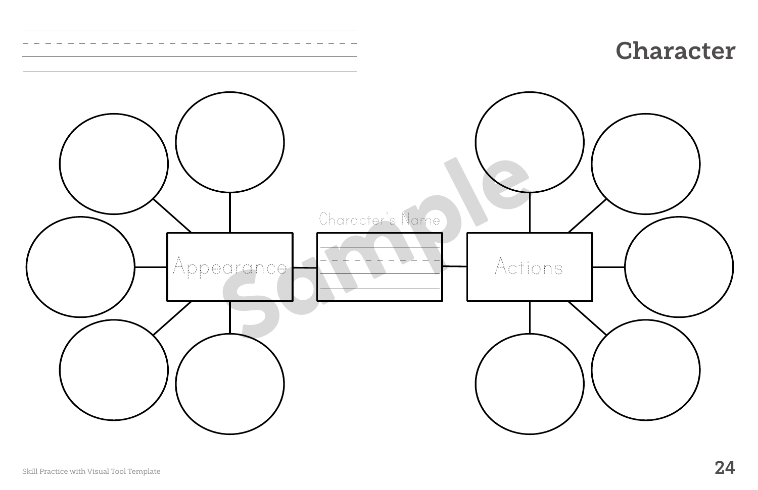# Character

Character's Name

Appearance

Actions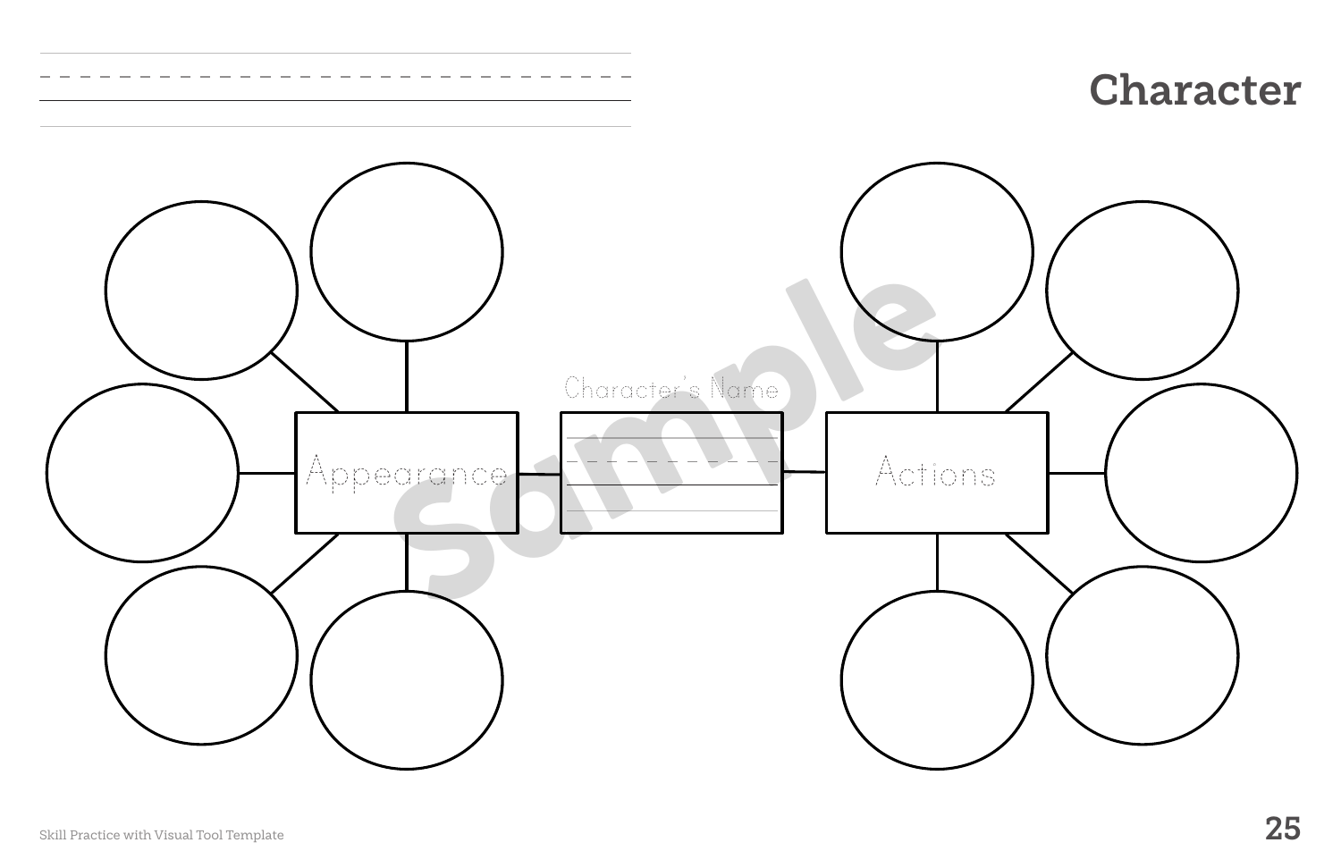# Character

Character's Name

Appearance

Actions

Sample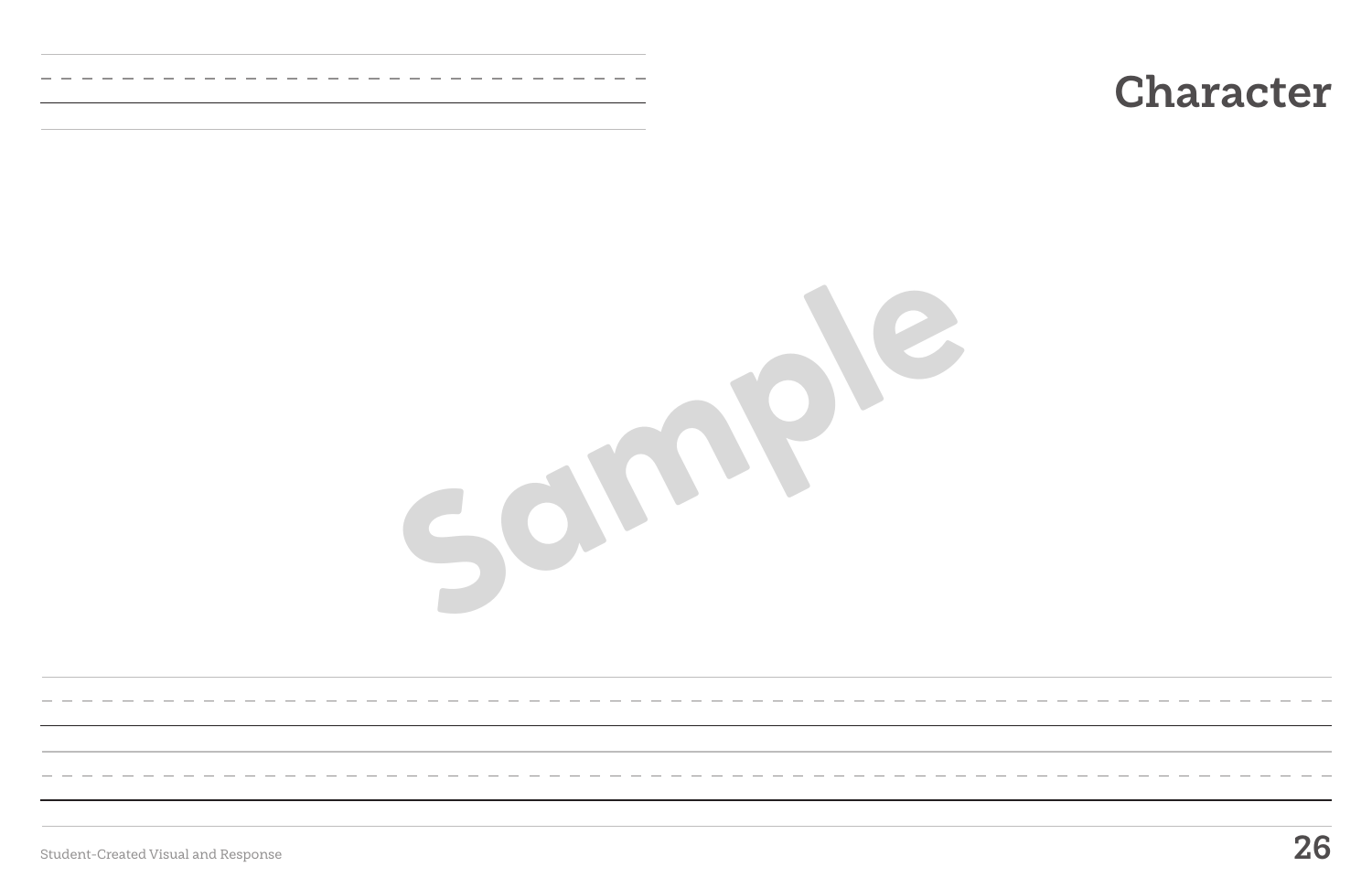# Character

Sample

Student-Created Visual and Response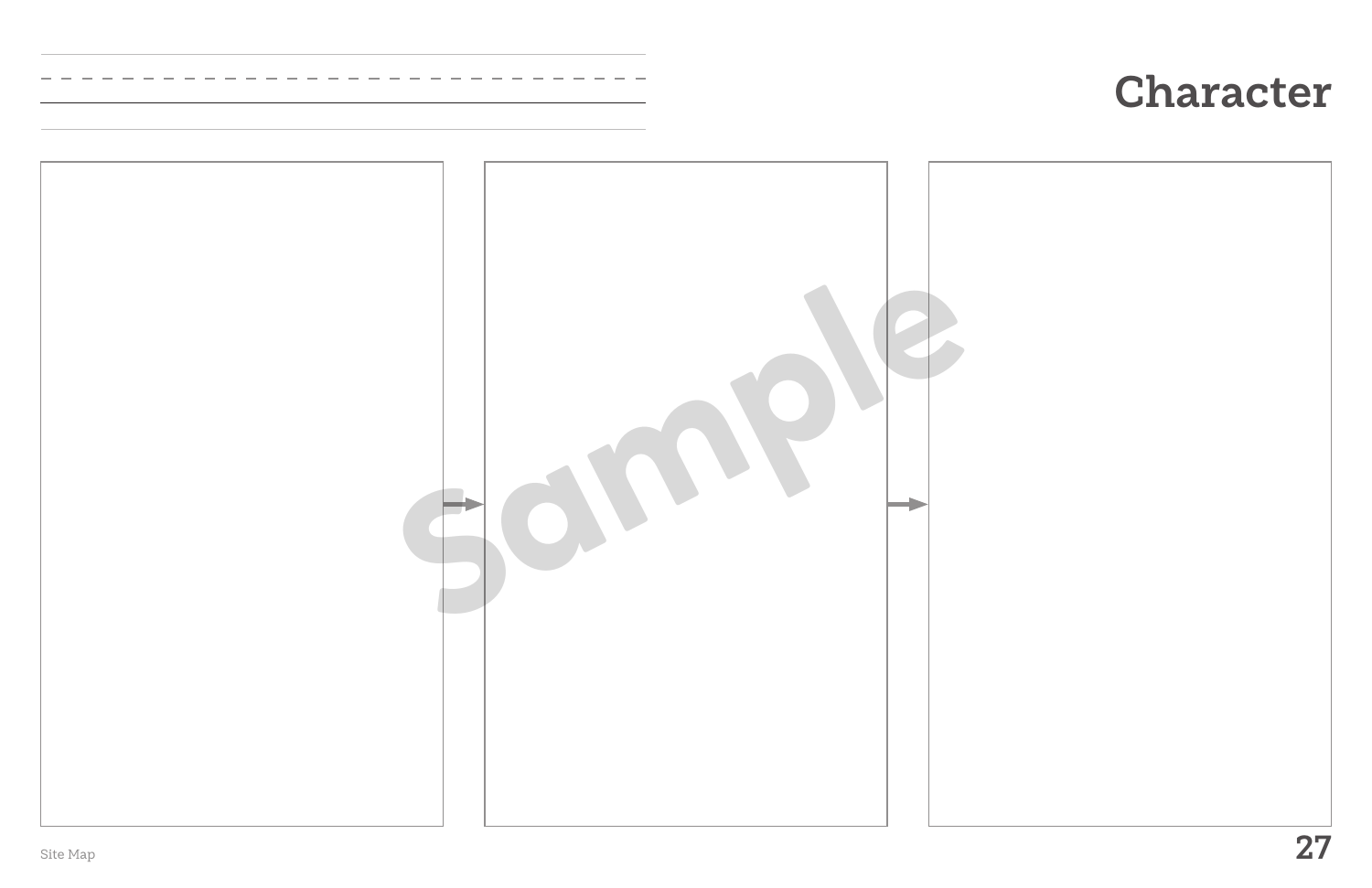# Character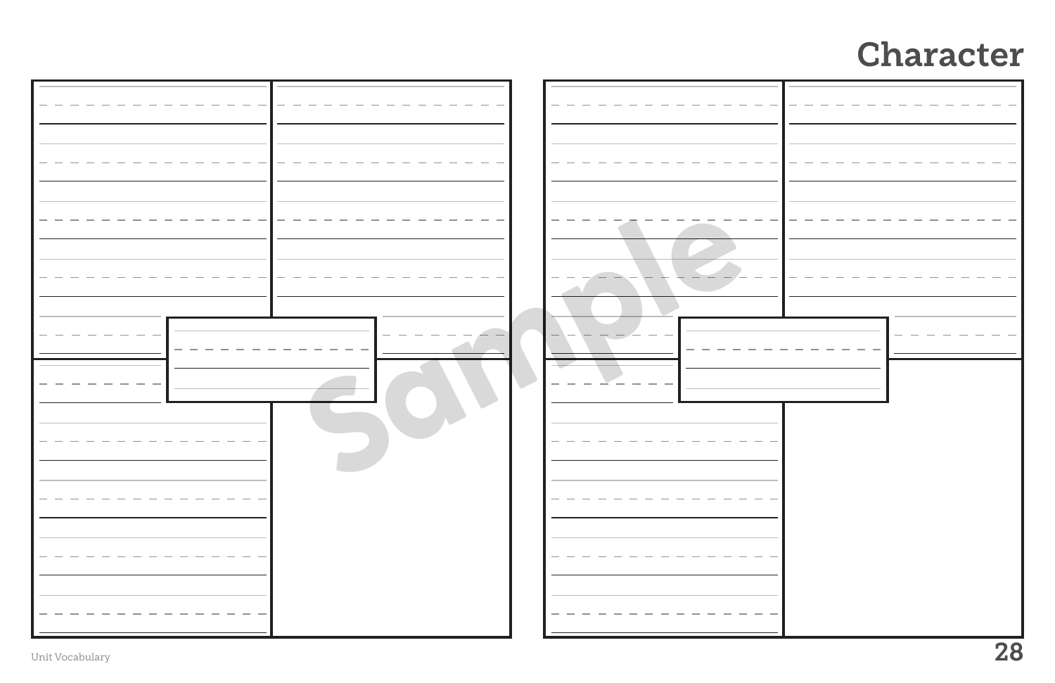# Character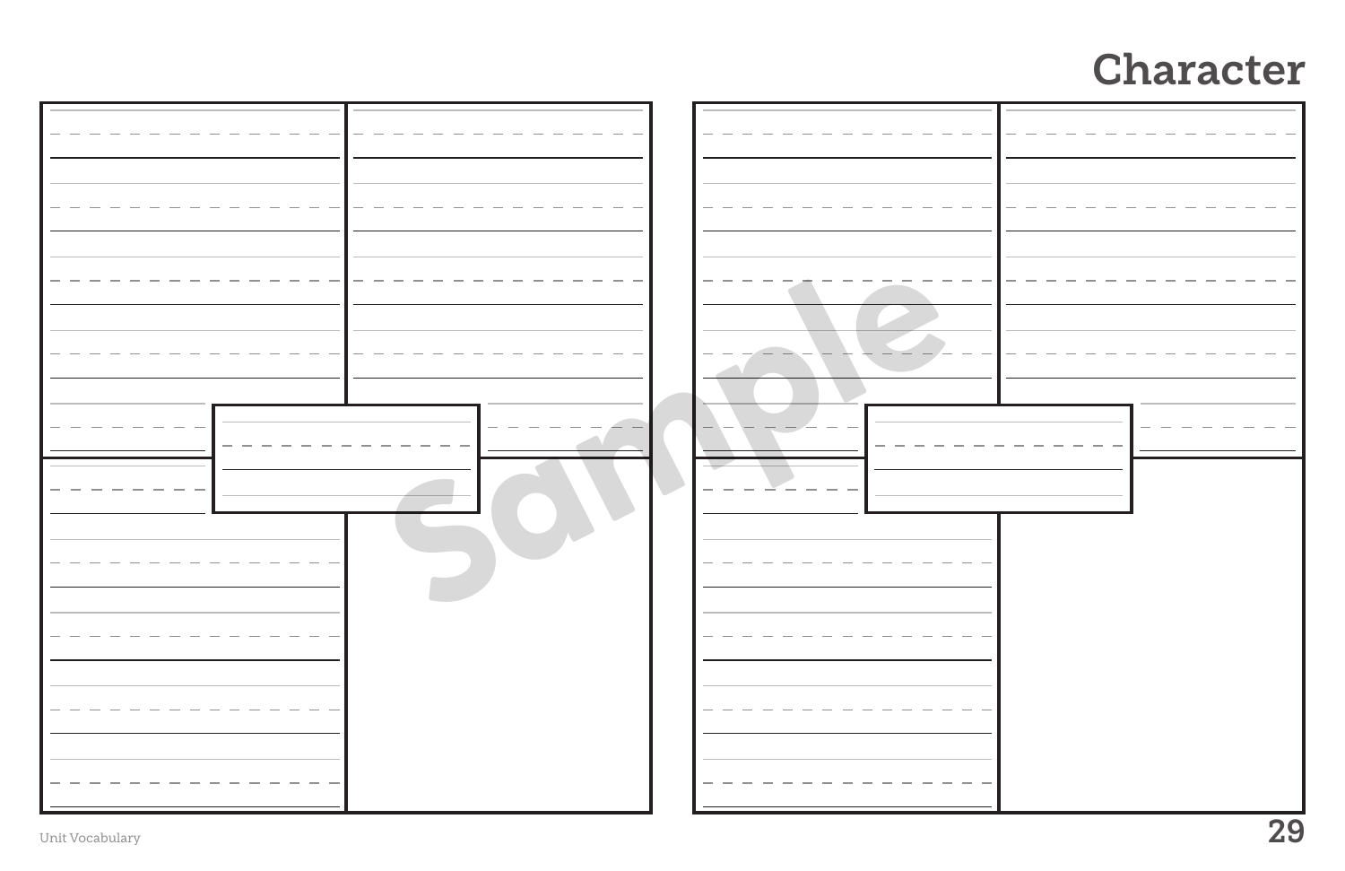# Character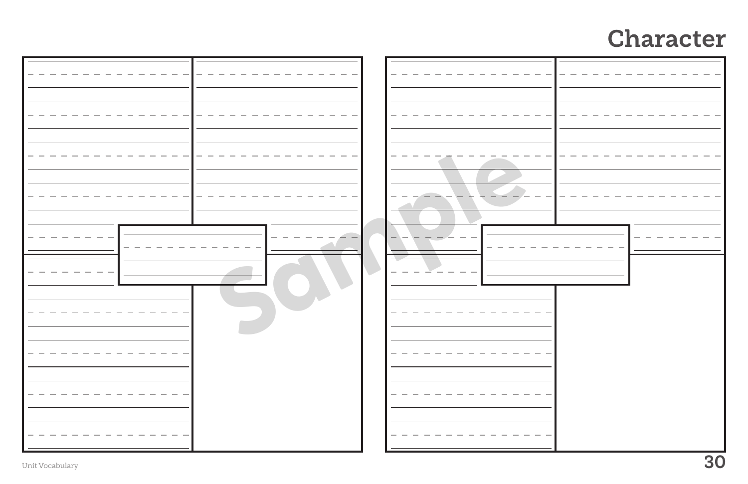# Character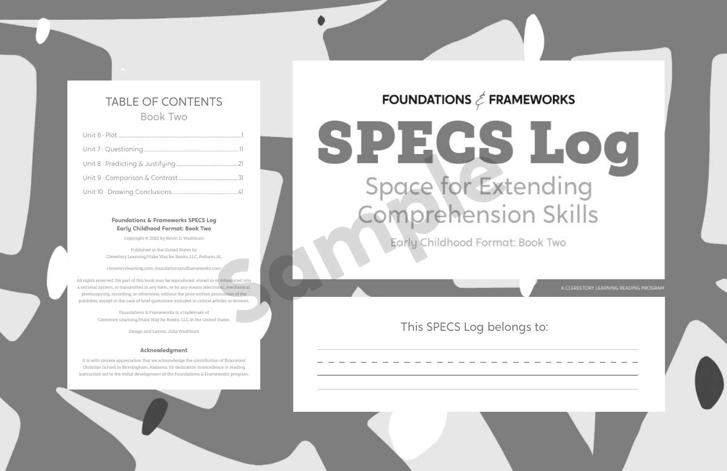## TABLE OF CONTENTS

### Book Two

Unit 6 · Plot ........................................ 1

Unit 7 · Questioning ........................................ 11

Unit 8 · Predicting & Justifying ........................................ 21

Unit 9 · Comparison & Contrast ........................................ 31

Unit 10 · Drawing Conclusions ........................................ 41

**Foundations & Frameworks SPECS Log**
**Early Childhood Format: Book Two**

Copyright © 2022 by Kevin D. Washburn

Published in the United States by
Clerestory Learning/Make Way for Books, LLC, Pelham, AL

clerestorylearning.com, foundationsandframeworks.com

All rights reserved. No part of this book may be reproduced, stored in or introduced into a retrieval system, or transmitted in any form, or by any means (electronic, mechanical, photocopying, recording, or otherwise), without the prior written permission of the publisher, except in the case of brief quotations included in critical articles or reviews.

Foundations & Frameworks is a trademark of
Clerestory Learning/Make Way for Books, LLC in the United States.

Design and Layout, Julia Washburn

**Acknowledgment**

It is with sincere appreciation that we acknowledge the contribution of Briarwood Christian School in Birmingham, Alabama. Its dedication to excellence in reading instruction led to the initial development of the Foundations & Frameworks program.

FOUNDATIONS & FRAMEWORKS

# SPECS Log

## Space for Extending Comprehension Skills

Early Childhood Format: Book Two

A CLERESTORY LEARNING READING PROGRAM

This SPECS Log belongs to:

_______________________________________________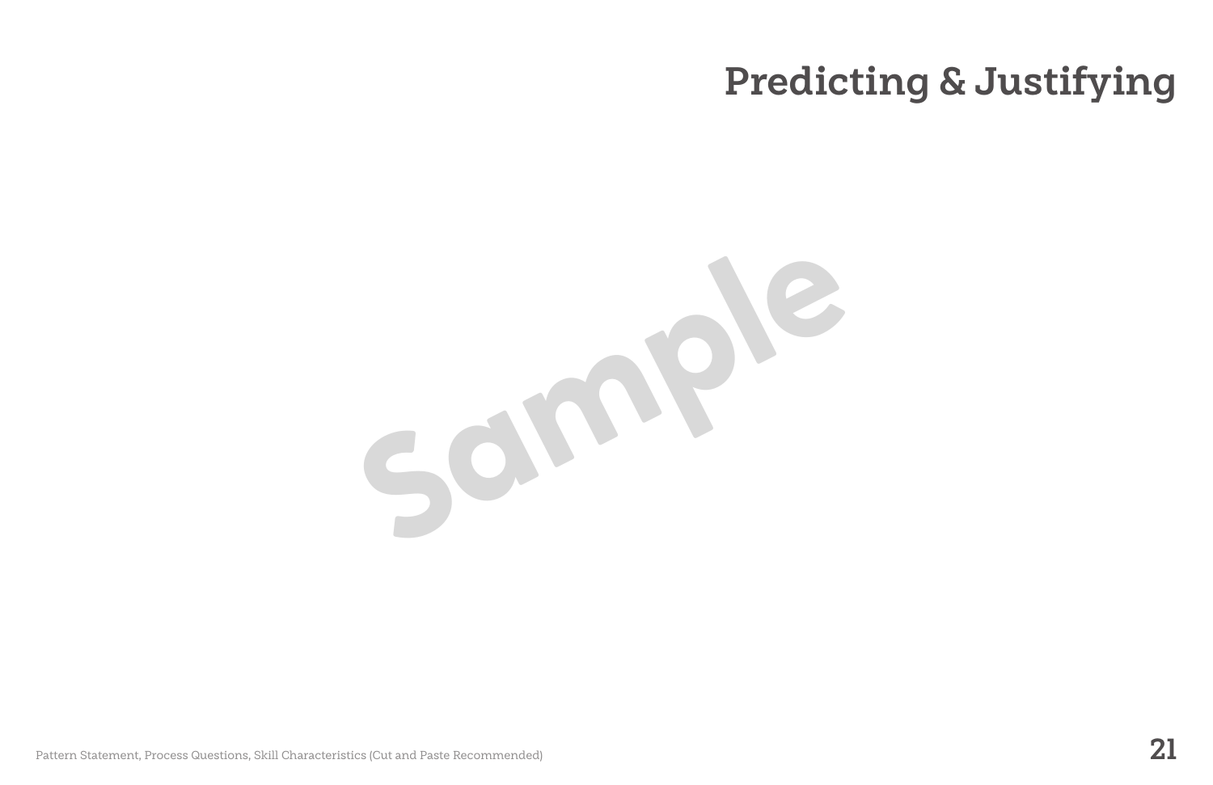# Predicting & Justifying

Sample

Pattern Statement, Process Questions, Skill Characteristics (Cut and Paste Recommended)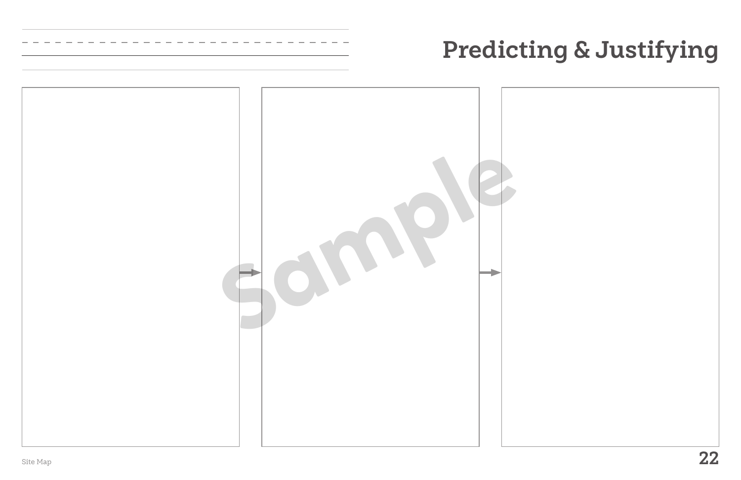# Predicting & Justifying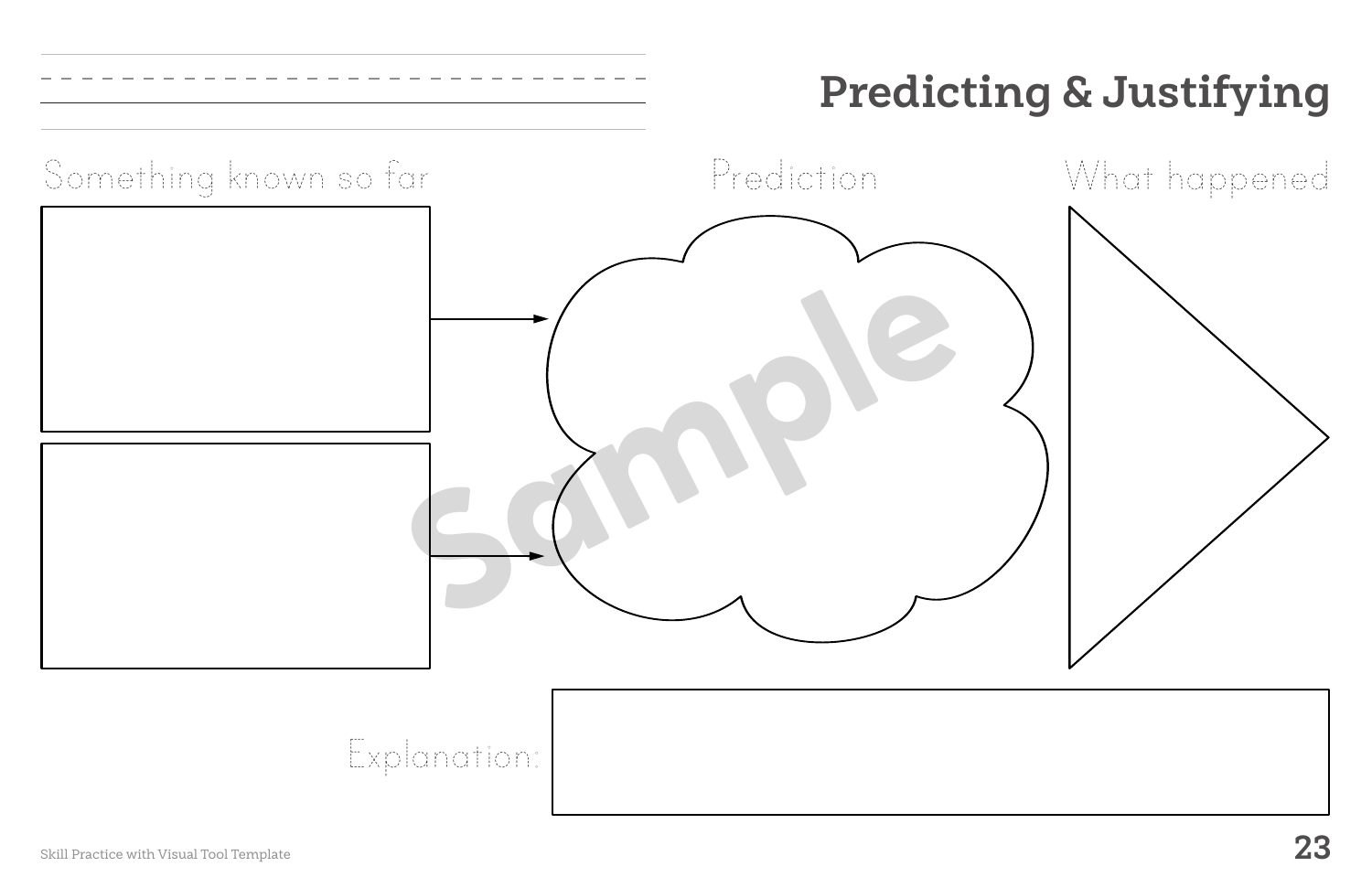# Predicting & Justifying

Something known so far

Prediction

What happened

Explanation:

Sample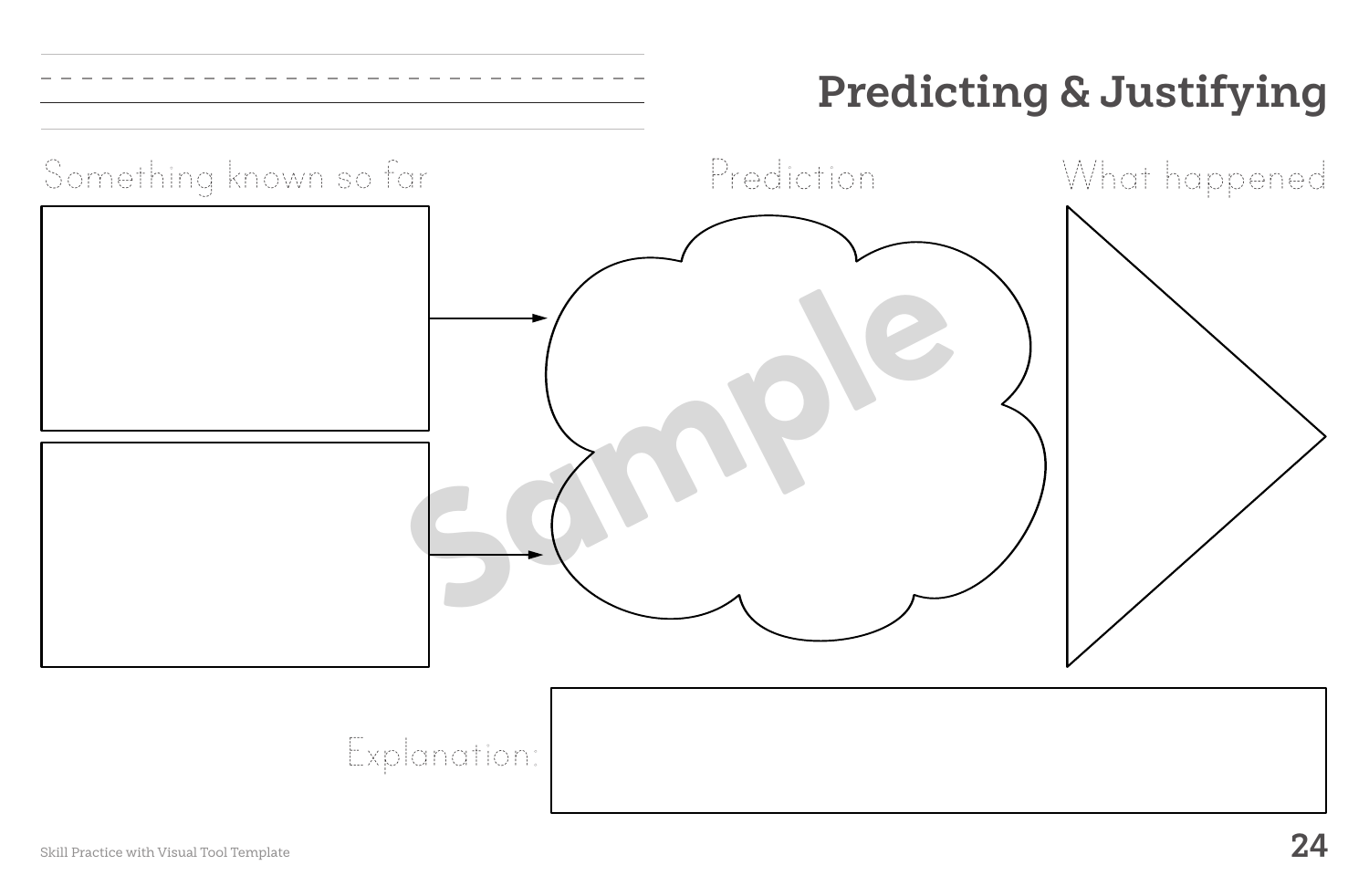# Predicting & Justifying

Something known so far

Prediction

What happened

Explanation:

Skill Practice with Visual Tool Template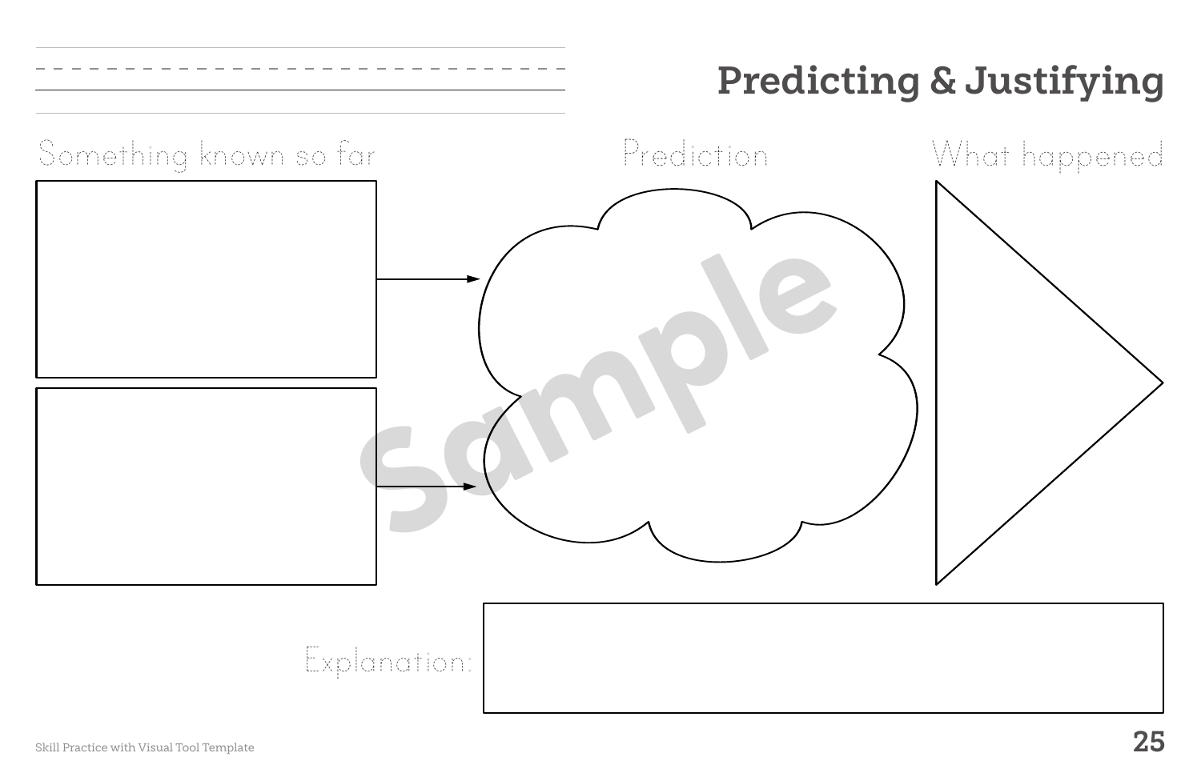# Predicting & Justifying

Something known so far

Prediction

What happened

Explanation:

Sample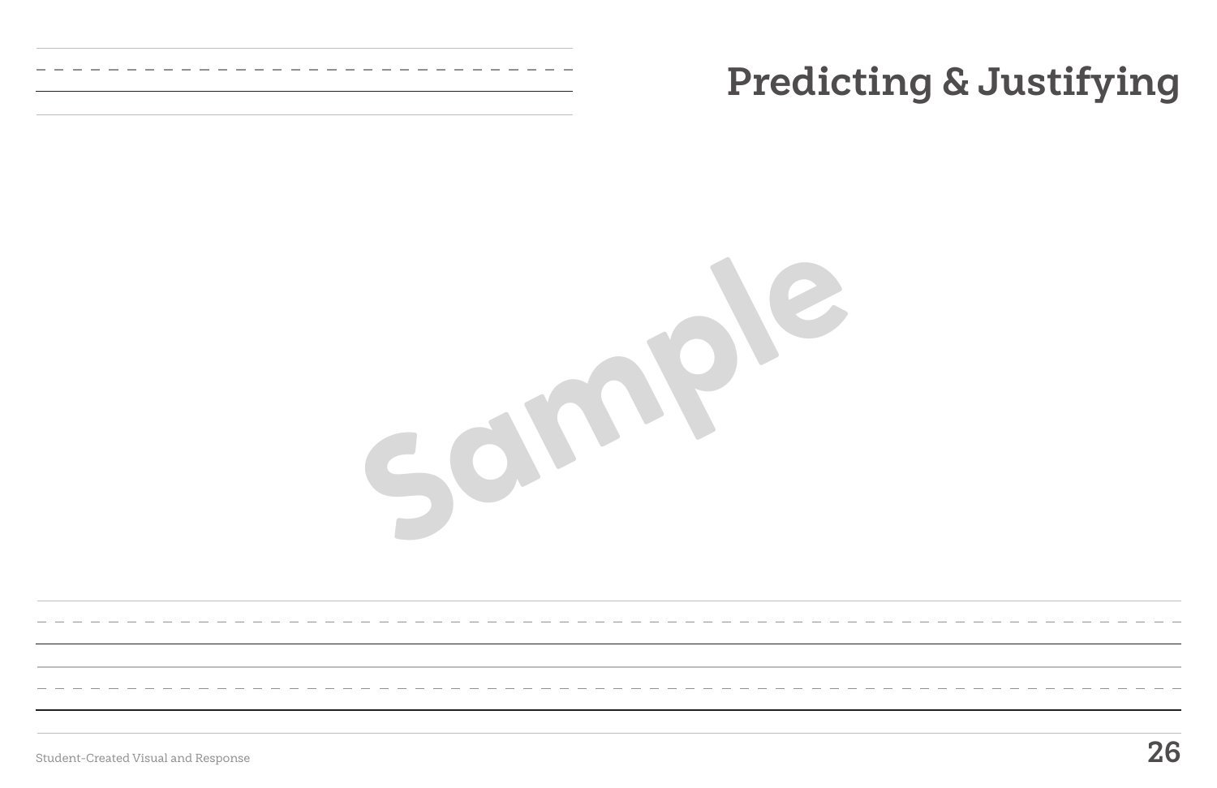# Predicting & Justifying

Student-Created Visual and Response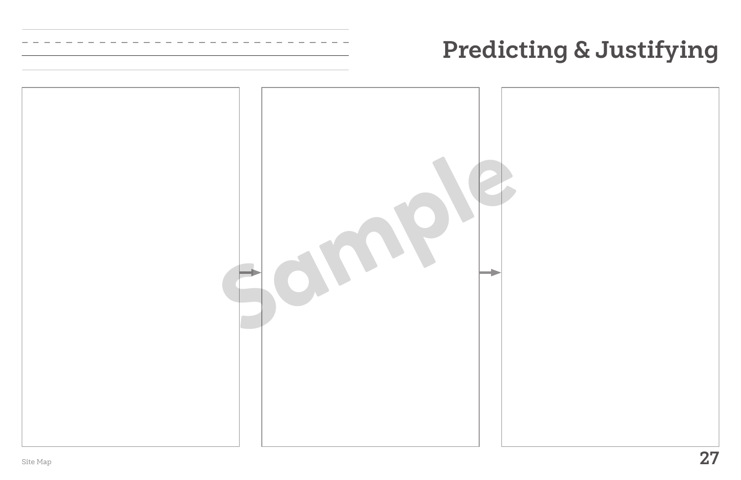# Predicting & Justifying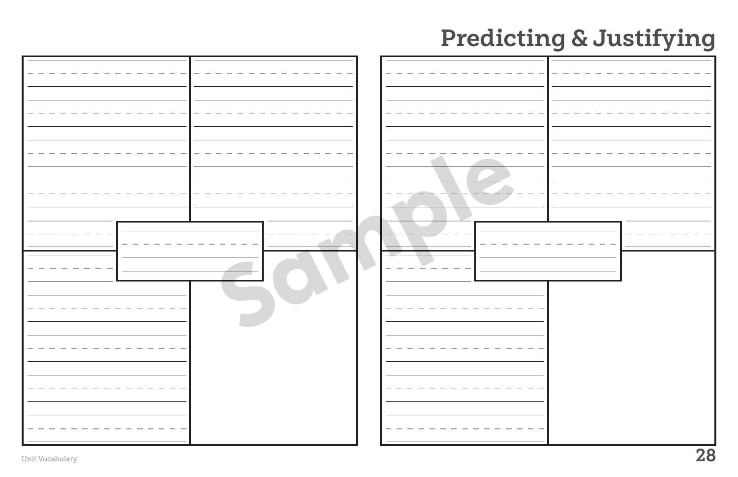# Predicting & Justifying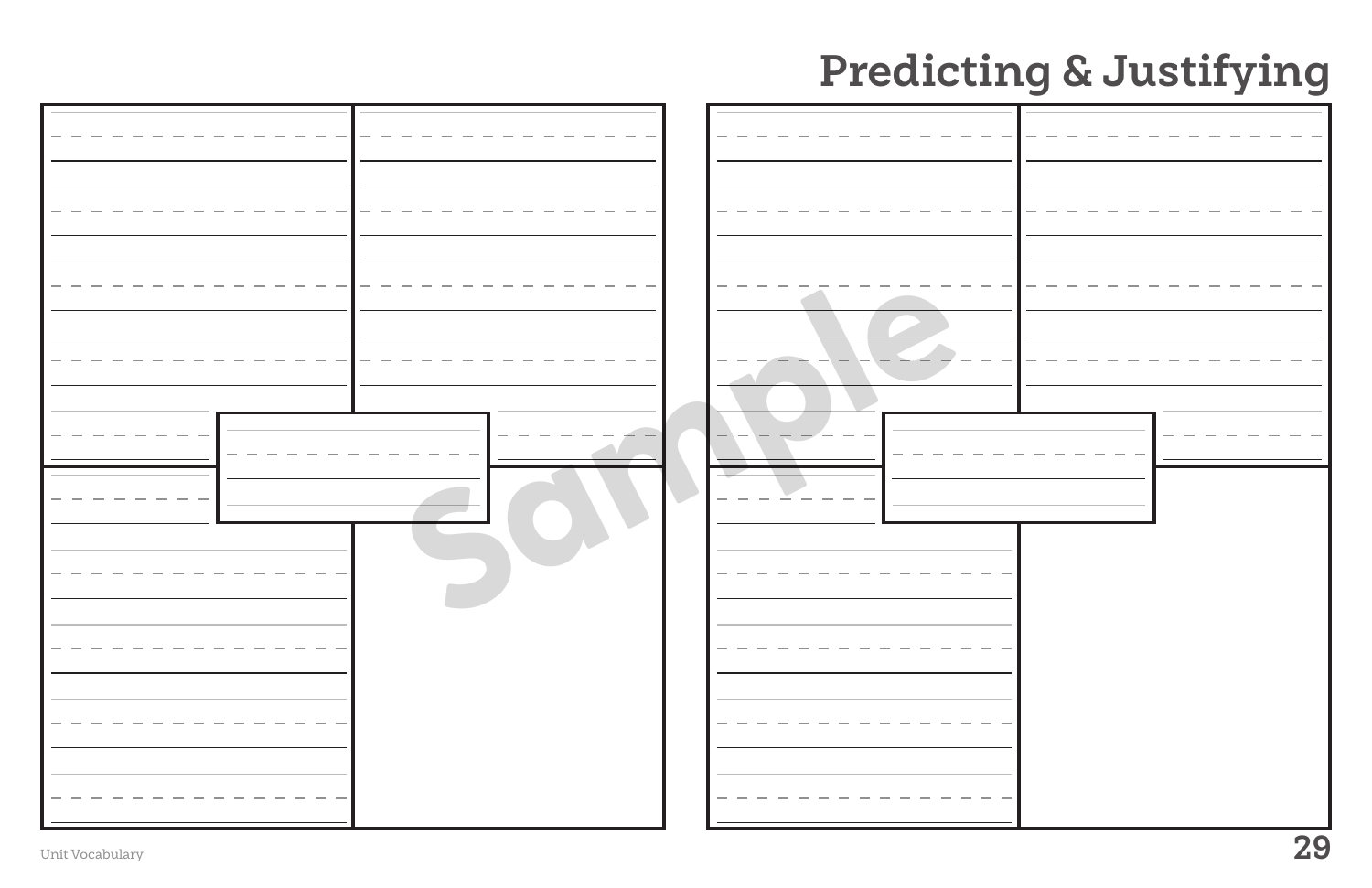# Predicting & Justifying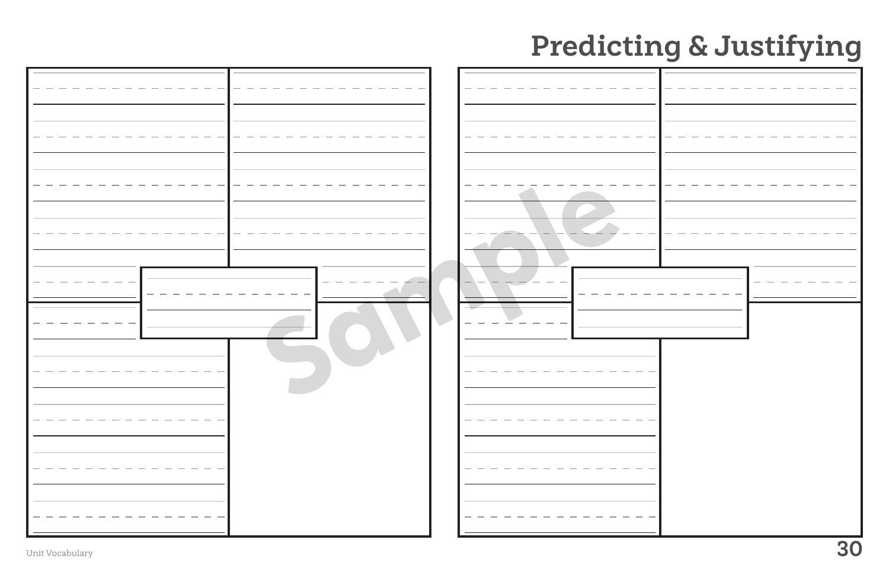# Predicting & Justifying